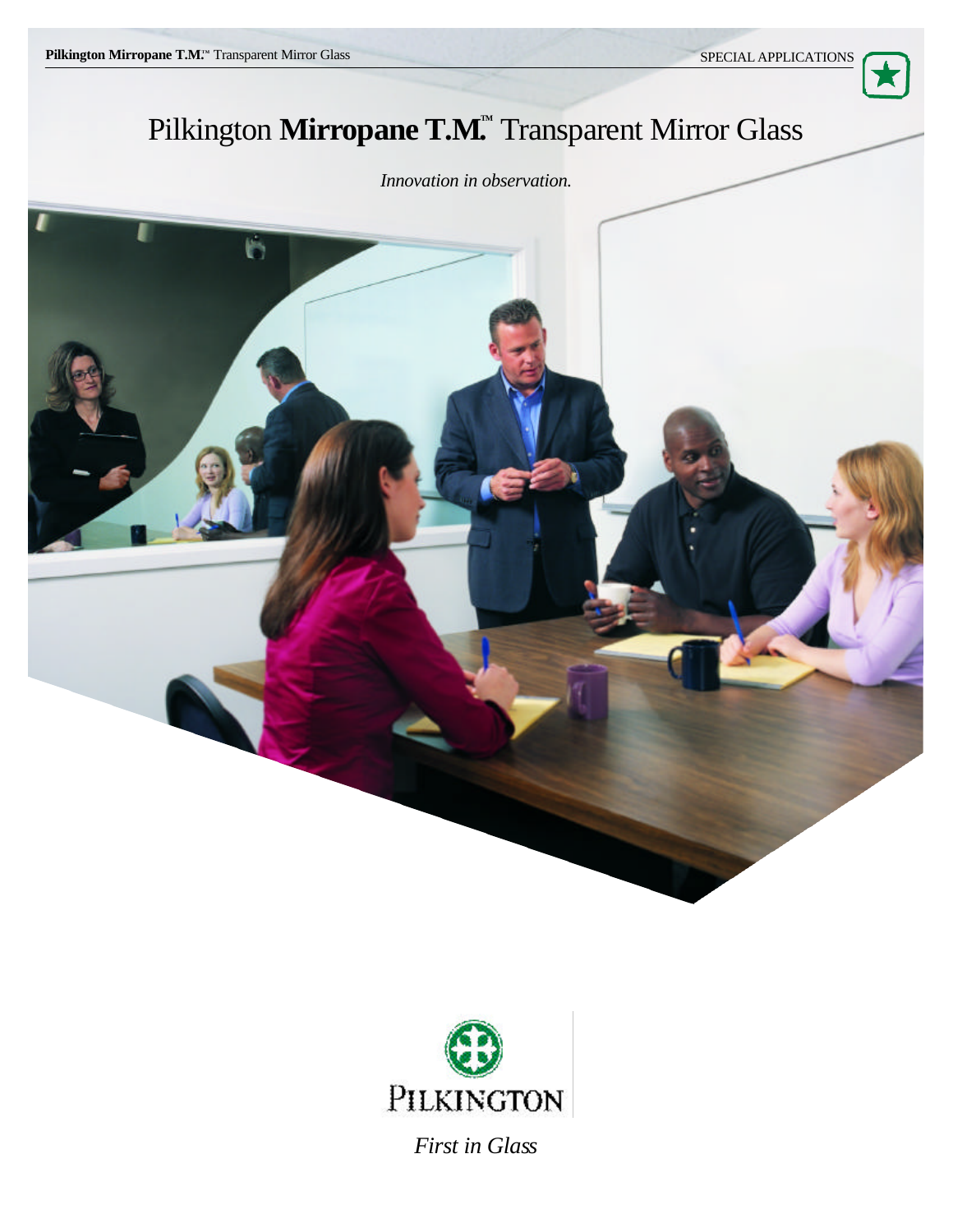# Pilkington **Mirropane T.M.**™ Transparent Mirror Glass

*Innovation in observation.*

PILKINGTON

*First in Glass*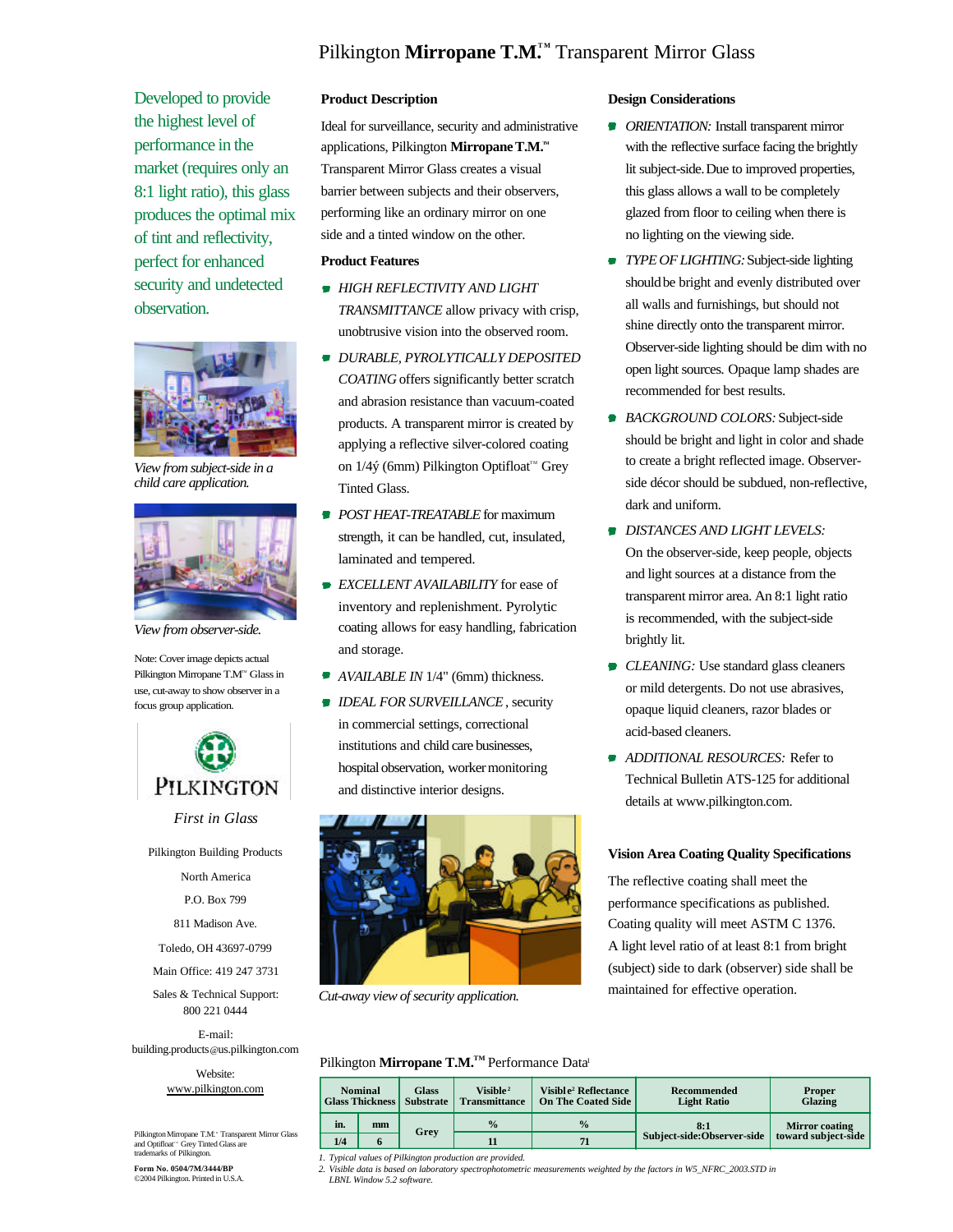# Pilkington **Mirropane T.M.**™ Transparent Mirror Glass

Developed to provide the highest level of performance in the market (requires only an 8:1 light ratio), this glass produces the optimal mix of tint and reflectivity, perfect for enhanced security and undetected observation.

*View from subject-side in a child care application.*

*View from observer-side.*

Note: Cover image depicts actual Pilkington Mirropane T.M™ Glass in use, cut-away to show observer in a focus group application.

PILKINGTON

*First in Glass*

Pilkington Building Products

North America

P.O. Box 799

811 Madison Ave.

Toledo, OH 43697-0799

Main Office: 419 247 3731

Sales & Technical Support: 800 221 0444

E-mail: building.products@us.pilkington.com

Website: www.pilkington.com

Pilkington Mirropane T.M.™ Transparent Mirror Glass and Optifloat™ Grey Tinted Glass are trademarks of Pilkington.

**Form No. 0504/7M/3444/BP**
©2004 Pilkington. Printed in U.S.A.

## Product Description

Ideal for surveillance, security and administrative applications, Pilkington **Mirropane T.M.**™ Transparent Mirror Glass creates a visual barrier between subjects and their observers, performing like an ordinary mirror on one side and a tinted window on the other.

## Product Features

- *HIGH REFLECTIVITY AND LIGHT TRANSMITTANCE* allow privacy with crisp, unobtrusive vision into the observed room.
- *DURABLE, PYROLYTICALLY DEPOSITED COATING* offers significantly better scratch and abrasion resistance than vacuum-coated products. A transparent mirror is created by applying a reflective silver-colored coating on 1/4ý (6mm) Pilkington Optifloat™ Grey Tinted Glass.
- *POST HEAT-TREATABLE* for maximum strength, it can be handled, cut, insulated, laminated and tempered.
- *EXCELLENT AVAILABILITY* for ease of inventory and replenishment. Pyrolytic coating allows for easy handling, fabrication and storage.
- *AVAILABLE IN* 1/4" (6mm) thickness.
- *IDEAL FOR SURVEILLANCE* , security in commercial settings, correctional institutions and child care businesses, hospital observation, worker monitoring and distinctive interior designs.

*Cut-away view of security application.*

## Design Considerations

- *ORIENTATION:* Install transparent mirror with the reflective surface facing the brightly lit subject-side. Due to improved properties, this glass allows a wall to be completely glazed from floor to ceiling when there is no lighting on the viewing side.
- *TYPE OF LIGHTING:* Subject-side lighting should be bright and evenly distributed over all walls and furnishings, but should not shine directly onto the transparent mirror. Observer-side lighting should be dim with no open light sources. Opaque lamp shades are recommended for best results.
- *BACKGROUND COLORS:* Subject-side should be bright and light in color and shade to create a bright reflected image. Observer-side décor should be subdued, non-reflective, dark and uniform.
- *DISTANCES AND LIGHT LEVELS:* On the observer-side, keep people, objects and light sources at a distance from the transparent mirror area. An 8:1 light ratio is recommended, with the subject-side brightly lit.
- *CLEANING:* Use standard glass cleaners or mild detergents. Do not use abrasives, opaque liquid cleaners, razor blades or acid-based cleaners.
- *ADDITIONAL RESOURCES:* Refer to Technical Bulletin ATS-125 for additional details at www.pilkington.com.

## Vision Area Coating Quality Specifications

The reflective coating shall meet the performance specifications as published. Coating quality will meet ASTM C 1376. A light level ratio of at least 8:1 from bright (subject) side to dark (observer) side shall be maintained for effective operation.

## Pilkington **Mirropane T.M.**™ Performance Data[1]

| Nominal Glass Thickness | | Glass Substrate | Visible[2] Transmittance | Visible[2] Reflectance On The Coated Side | Recommended Light Ratio | Proper Glazing |
|---|---|---|---|---|---|---|
| in. | mm | Grey | % | % | 8:1 Subject-side:Observer-side | Mirror coating toward subject-side |
| 1/4 | 6 | | 11 | 71 | | |

1. Typical values of Pilkington production are provided.
2. Visible data is based on laboratory spectrophotometric measurements weighted by the factors in W5_NFRC_2003.STD in LBNL Window 5.2 software.